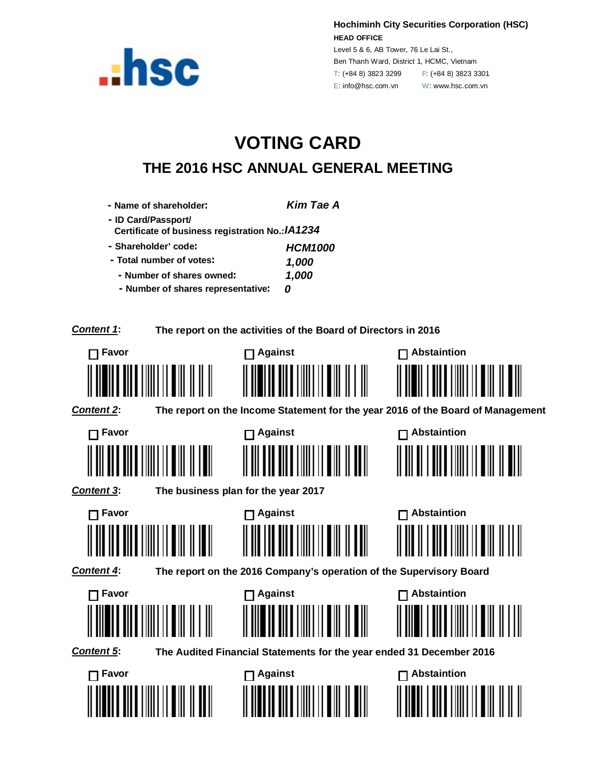**Hochiminh City Securities Corporation (HSC)**
**HEAD OFFICE**
Level 5 & 6, AB Tower, 76 Le Lai St.,
Ben Thanh Ward, District 1, HCMC, Vietnam
T: (+84 8) 3823 3299　　F: (+84 8) 3823 3301
E: info@hsc.com.vn　　W: www.hsc.com.vn

# VOTING CARD

## THE 2016 HSC ANNUAL GENERAL MEETING

- **Name of shareholder:** ***Kim Tae A***
- **ID Card/Passport/ Certificate of business registration No.:** ***IA1234***
- **Shareholder' code:** ***HCM1000***
- **Total number of votes:** ***1,000***
  - **Number of shares owned:** ***1,000***
  - **Number of shares representative:** ***0***

***Content 1*: The report on the activities of the Board of Directors in 2016**

☐ **Favor**　　☐ **Against**　　☐ **Abstaintion**

***Content 2*: The report on the Income Statement for the year 2016 of the Board of Management**

☐ **Favor**　　☐ **Against**　　☐ **Abstaintion**

***Content 3*: The business plan for the year 2017**

☐ **Favor**　　☐ **Against**　　☐ **Abstaintion**

***Content 4*: The report on the 2016 Company's operation of the Supervisory Board**

☐ **Favor**　　☐ **Against**　　☐ **Abstaintion**

***Content 5*: The Audited Financial Statements for the year ended 31 December 2016**

☐ **Favor**　　☐ **Against**　　☐ **Abstaintion**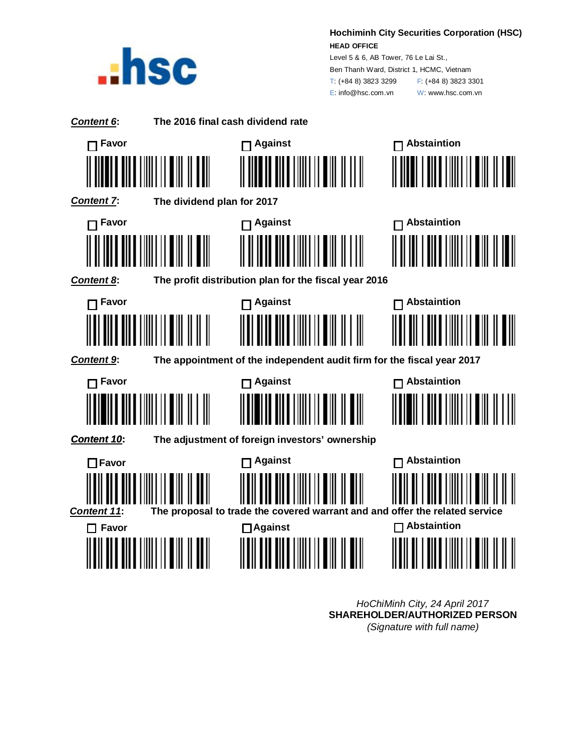**Hochiminh City Securities Corporation (HSC)**
**HEAD OFFICE**
Level 5 & 6, AB Tower, 76 Le Lai St.,
Ben Thanh Ward, District 1, HCMC, Vietnam
T: (+84 8) 3823 3299 F: (+84 8) 3823 3301
E: info@hsc.com.vn W: www.hsc.com.vn

***Content 6*: The 2016 final cash dividend rate**

☐ **Favor** ☐ **Against** ☐ **Abstaintion**

***Content 7*: The dividend plan for 2017**

☐ **Favor** ☐ **Against** ☐ **Abstaintion**

***Content 8*: The profit distribution plan for the fiscal year 2016**

☐ **Favor** ☐ **Against** ☐ **Abstaintion**

***Content 9*: The appointment of the independent audit firm for the fiscal year 2017**

☐ **Favor** ☐ **Against** ☐ **Abstaintion**

***Content 10*: The adjustment of foreign investors' ownership**

☐ **Favor** ☐ **Against** ☐ **Abstaintion**

***Content 11*: The proposal to trade the covered warrant and and offer the related service**

☐ **Favor** ☐ **Against** ☐ **Abstaintion**

*HoChiMinh City, 24 April 2017*
**SHAREHOLDER/AUTHORIZED PERSON**
*(Signature with full name)*